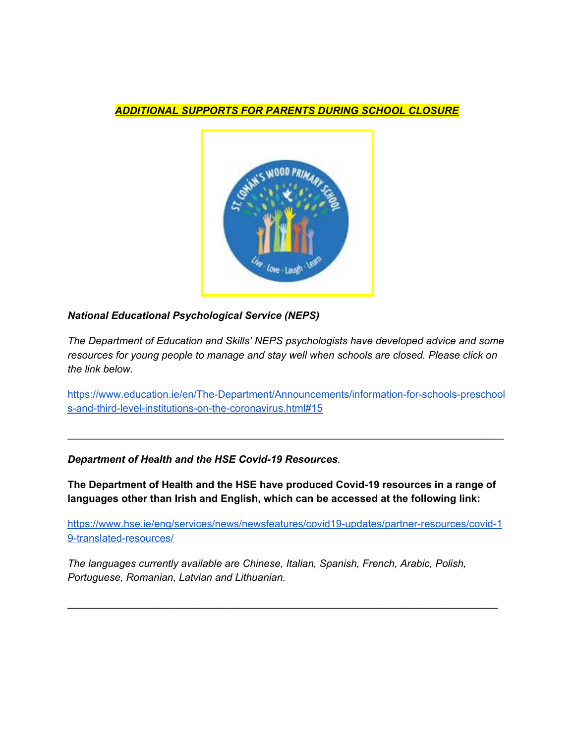***ADDITIONAL SUPPORTS FOR PARENTS DURING SCHOOL CLOSURE***

***National Educational Psychological Service (NEPS)***

*The Department of Education and Skills' NEPS psychologists have developed advice and some resources for young people to manage and stay well when schools are closed. Please click on the link below.*

https://www.education.ie/en/The-Department/Announcements/information-for-schools-preschools-and-third-level-institutions-on-the-coronavirus.html#15

---

***Department of Health and the HSE Covid-19 Resources****.*

**The Department of Health and the HSE have produced Covid-19 resources in a range of languages other than Irish and English, which can be accessed at the following link:**

https://www.hse.ie/eng/services/news/newsfeatures/covid19-updates/partner-resources/covid-19-translated-resources/

*The languages currently available are Chinese, Italian, Spanish, French, Arabic, Polish, Portuguese, Romanian, Latvian and Lithuanian.*

---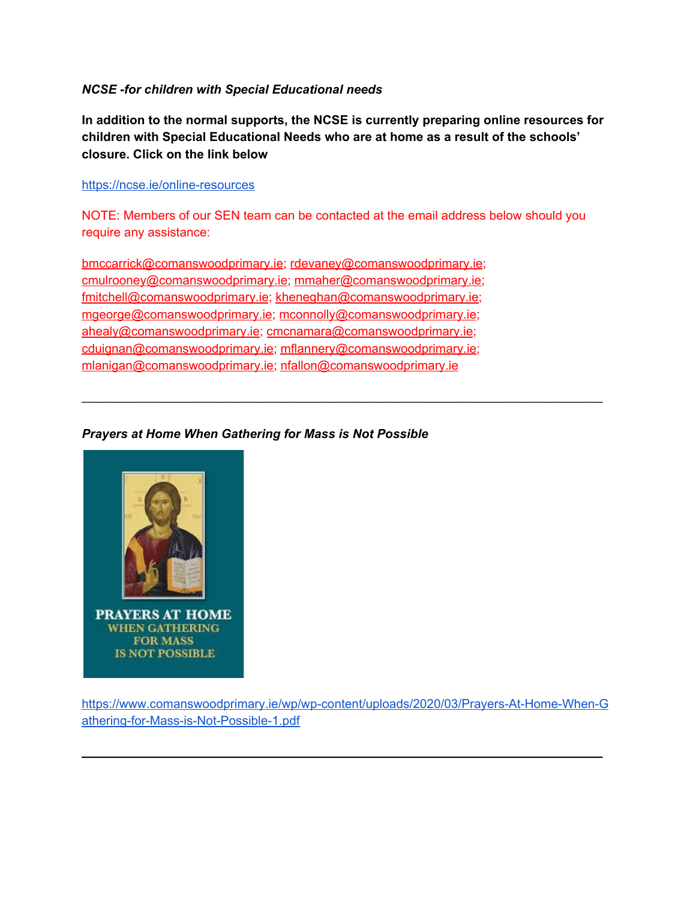***NCSE -for children with Special Educational needs***

**In addition to the normal supports, the NCSE is currently preparing online resources for children with Special Educational Needs who are at home as a result of the schools' closure. Click on the link below**

https://ncse.ie/online-resources

NOTE: Members of our SEN team can be contacted at the email address below should you require any assistance:

bmccarrick@comanswoodprimary.ie; rdevaney@comanswoodprimary.ie; cmulrooney@comanswoodprimary.ie; mmaher@comanswoodprimary.ie; fmitchell@comanswoodprimary.ie; kheneghan@comanswoodprimary.ie; mgeorge@comanswoodprimary.ie; mconnolly@comanswoodprimary.ie; ahealy@comanswoodprimary.ie; cmcnamara@comanswoodprimary.ie; cduignan@comanswoodprimary.ie; mflannery@comanswoodprimary.ie; mlanigan@comanswoodprimary.ie; nfallon@comanswoodprimary.ie

---

***Prayers at Home When Gathering for Mass is Not Possible***

PRAYERS AT HOME WHEN GATHERING FOR MASS IS NOT POSSIBLE

https://www.comanswoodprimary.ie/wp/wp-content/uploads/2020/03/Prayers-At-Home-When-Gathering-for-Mass-is-Not-Possible-1.pdf

---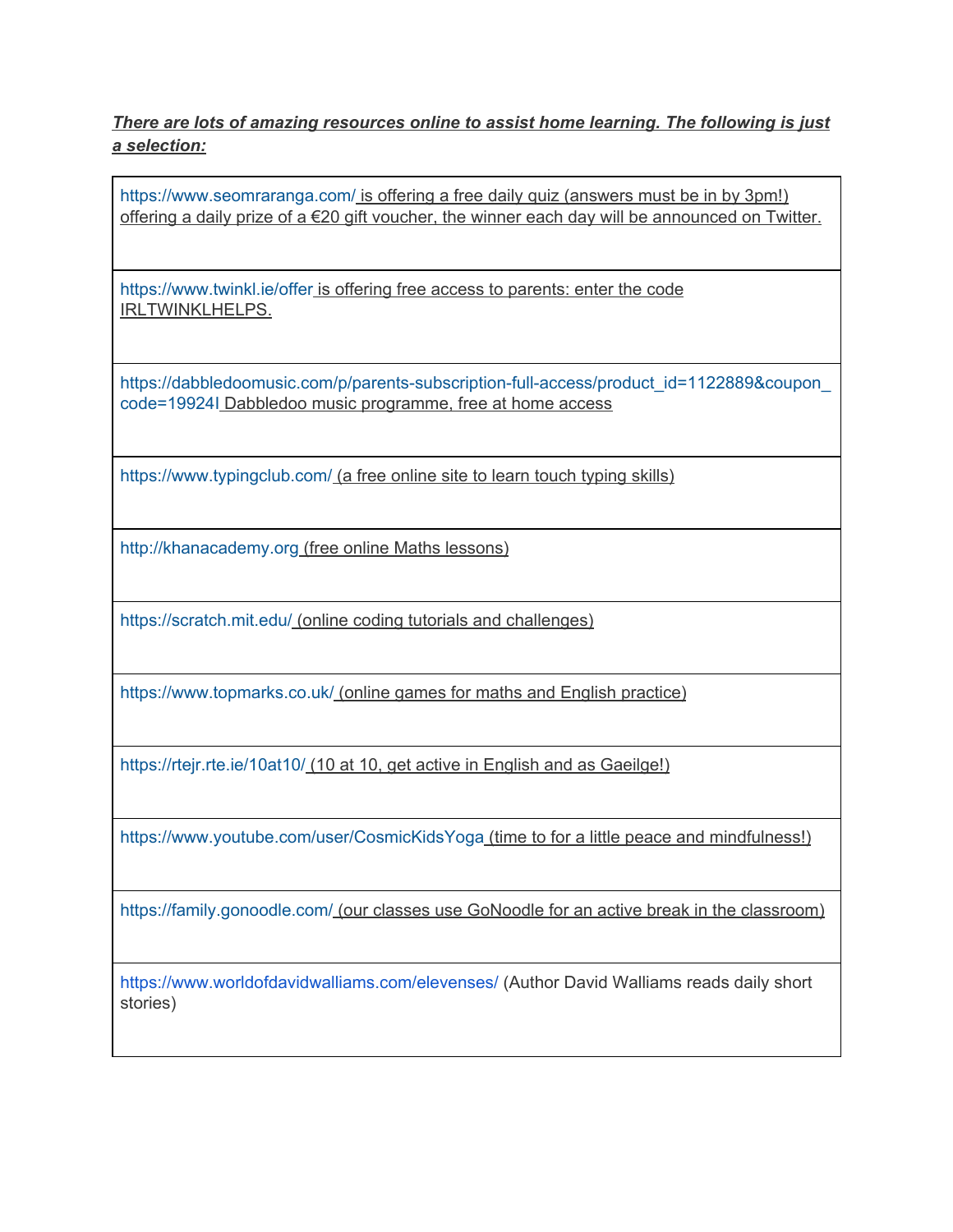***There are lots of amazing resources online to assist home learning. The following is just a selection:***

| |
|---|
| https://www.seomraranga.com/ is offering a free daily quiz (answers must be in by 3pm!) offering a daily prize of a €20 gift voucher, the winner each day will be announced on Twitter. |
| https://www.twinkl.ie/offer is offering free access to parents: enter the code IRLTWINKLHELPS. |
| https://dabbledoomusic.com/p/parents-subscription-full-access/product_id=1122889&coupon_code=19924I Dabbledoo music programme, free at home access |
| https://www.typingclub.com/ (a free online site to learn touch typing skills) |
| http://khanacademy.org (free online Maths lessons) |
| https://scratch.mit.edu/ (online coding tutorials and challenges) |
| https://www.topmarks.co.uk/ (online games for maths and English practice) |
| https://rtejr.rte.ie/10at10/ (10 at 10, get active in English and as Gaeilge!) |
| https://www.youtube.com/user/CosmicKidsYoga (time to for a little peace and mindfulness!) |
| https://family.gonoodle.com/ (our classes use GoNoodle for an active break in the classroom) |
| https://www.worldofdavidwalliams.com/elevenses/ (Author David Walliams reads daily short stories) |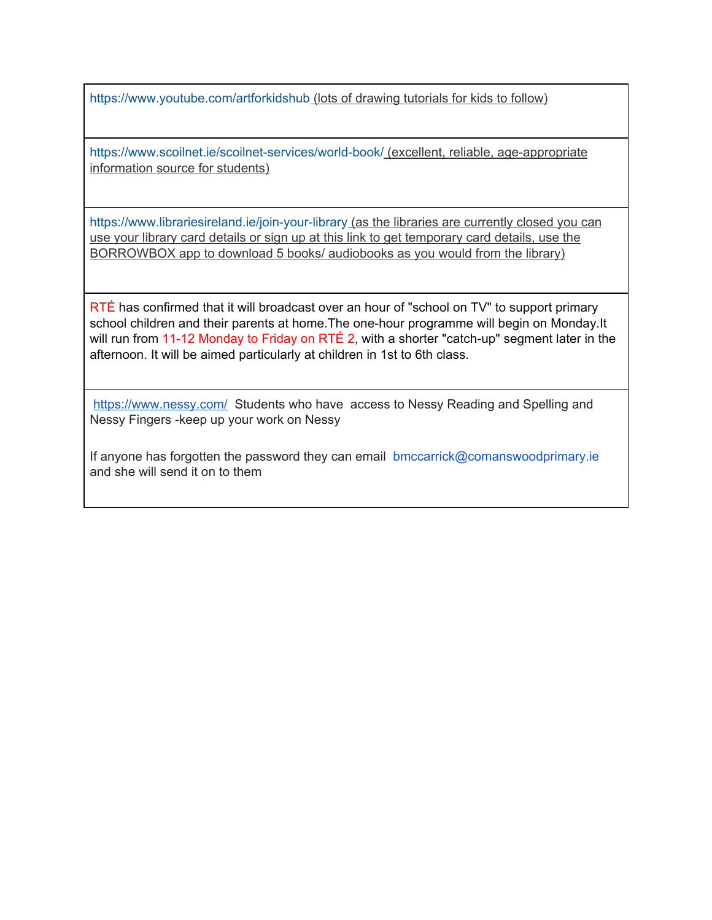| |
|---|
| https://www.youtube.com/artforkidshub (lots of drawing tutorials for kids to follow) |
| https://www.scoilnet.ie/scoilnet-services/world-book/ (excellent, reliable, age-appropriate information source for students) |
| https://www.librariesireland.ie/join-your-library (as the libraries are currently closed you can use your library card details or sign up at this link to get temporary card details, use the BORROWBOX app to download 5 books/ audiobooks as you would from the library) |
| RTÉ has confirmed that it will broadcast over an hour of "school on TV" to support primary school children and their parents at home.The one-hour programme will begin on Monday.It will run from 11-12 Monday to Friday on RTÉ 2, with a shorter "catch-up" segment later in the afternoon. It will be aimed particularly at children in 1st to 6th class. |
| https://www.nessy.com/ Students who have access to Nessy Reading and Spelling and Nessy Fingers -keep up your work on Nessy<br><br>If anyone has forgotten the password they can email bmccarrick@comanswoodprimary.ie and she will send it on to them |